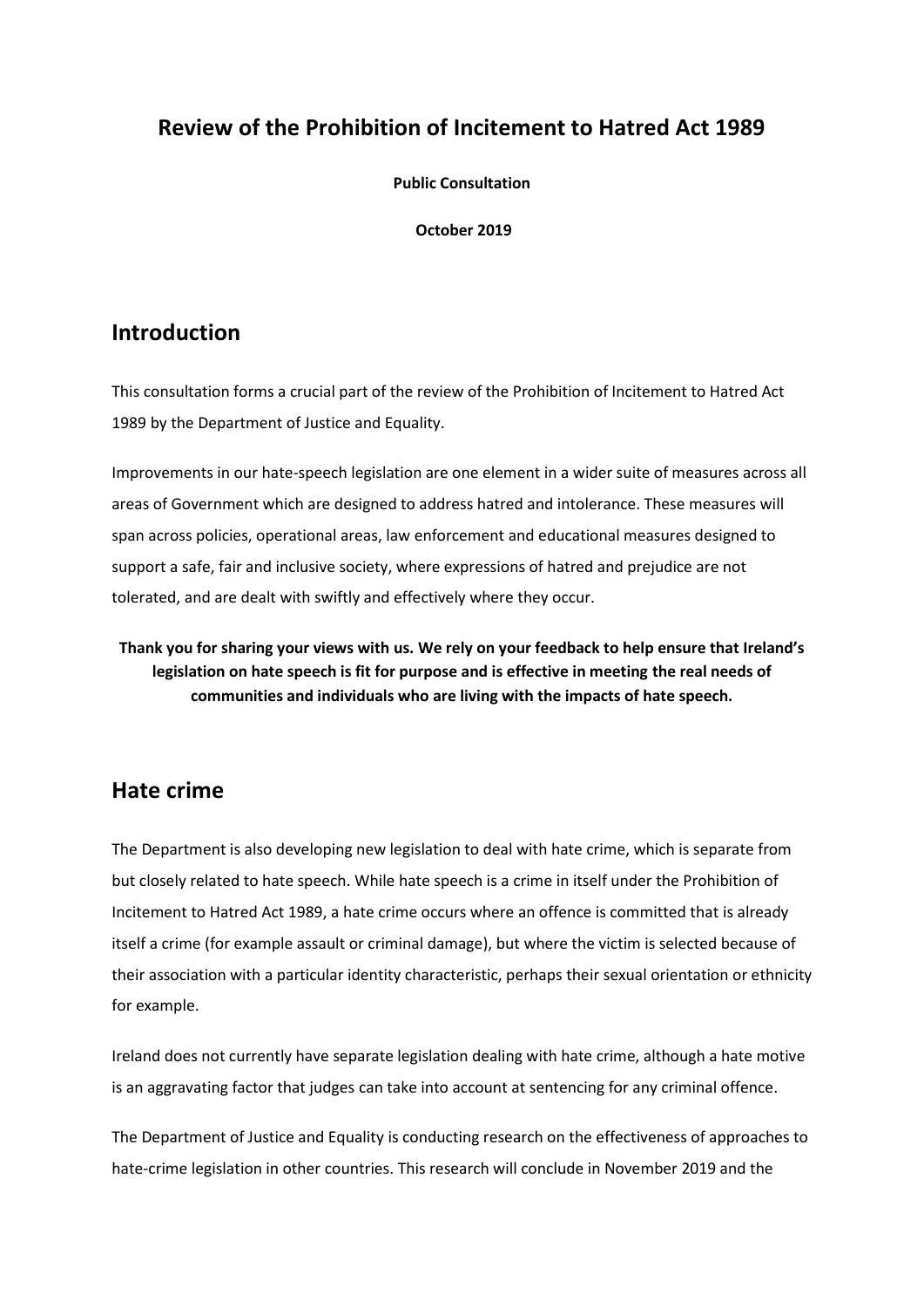# Review of the Prohibition of Incitement to Hatred Act 1989

**Public Consultation**

**October 2019**

## Introduction

This consultation forms a crucial part of the review of the Prohibition of Incitement to Hatred Act 1989 by the Department of Justice and Equality.

Improvements in our hate-speech legislation are one element in a wider suite of measures across all areas of Government which are designed to address hatred and intolerance. These measures will span across policies, operational areas, law enforcement and educational measures designed to support a safe, fair and inclusive society, where expressions of hatred and prejudice are not tolerated, and are dealt with swiftly and effectively where they occur.

**Thank you for sharing your views with us. We rely on your feedback to help ensure that Ireland's legislation on hate speech is fit for purpose and is effective in meeting the real needs of communities and individuals who are living with the impacts of hate speech.**

## Hate crime

The Department is also developing new legislation to deal with hate crime, which is separate from but closely related to hate speech. While hate speech is a crime in itself under the Prohibition of Incitement to Hatred Act 1989, a hate crime occurs where an offence is committed that is already itself a crime (for example assault or criminal damage), but where the victim is selected because of their association with a particular identity characteristic, perhaps their sexual orientation or ethnicity for example.

Ireland does not currently have separate legislation dealing with hate crime, although a hate motive is an aggravating factor that judges can take into account at sentencing for any criminal offence.

The Department of Justice and Equality is conducting research on the effectiveness of approaches to hate-crime legislation in other countries. This research will conclude in November 2019 and the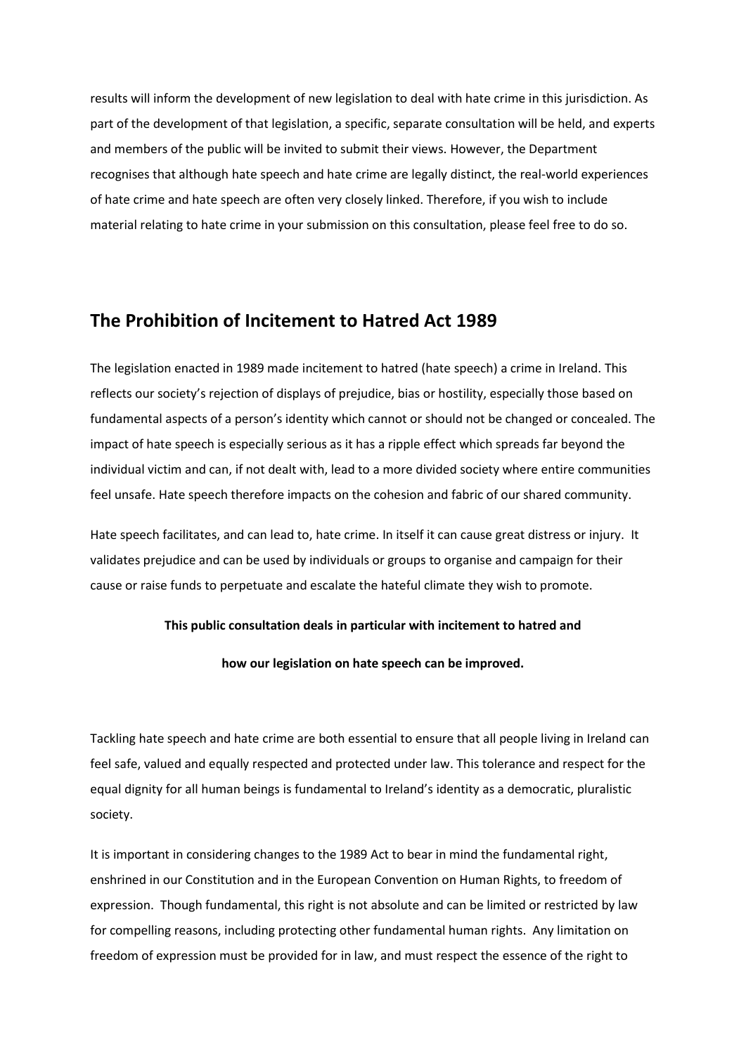results will inform the development of new legislation to deal with hate crime in this jurisdiction. As part of the development of that legislation, a specific, separate consultation will be held, and experts and members of the public will be invited to submit their views. However, the Department recognises that although hate speech and hate crime are legally distinct, the real-world experiences of hate crime and hate speech are often very closely linked. Therefore, if you wish to include material relating to hate crime in your submission on this consultation, please feel free to do so.

## The Prohibition of Incitement to Hatred Act 1989

The legislation enacted in 1989 made incitement to hatred (hate speech) a crime in Ireland. This reflects our society's rejection of displays of prejudice, bias or hostility, especially those based on fundamental aspects of a person's identity which cannot or should not be changed or concealed. The impact of hate speech is especially serious as it has a ripple effect which spreads far beyond the individual victim and can, if not dealt with, lead to a more divided society where entire communities feel unsafe. Hate speech therefore impacts on the cohesion and fabric of our shared community.

Hate speech facilitates, and can lead to, hate crime. In itself it can cause great distress or injury. It validates prejudice and can be used by individuals or groups to organise and campaign for their cause or raise funds to perpetuate and escalate the hateful climate they wish to promote.

**This public consultation deals in particular with incitement to hatred and how our legislation on hate speech can be improved.**

Tackling hate speech and hate crime are both essential to ensure that all people living in Ireland can feel safe, valued and equally respected and protected under law. This tolerance and respect for the equal dignity for all human beings is fundamental to Ireland's identity as a democratic, pluralistic society.

It is important in considering changes to the 1989 Act to bear in mind the fundamental right, enshrined in our Constitution and in the European Convention on Human Rights, to freedom of expression. Though fundamental, this right is not absolute and can be limited or restricted by law for compelling reasons, including protecting other fundamental human rights. Any limitation on freedom of expression must be provided for in law, and must respect the essence of the right to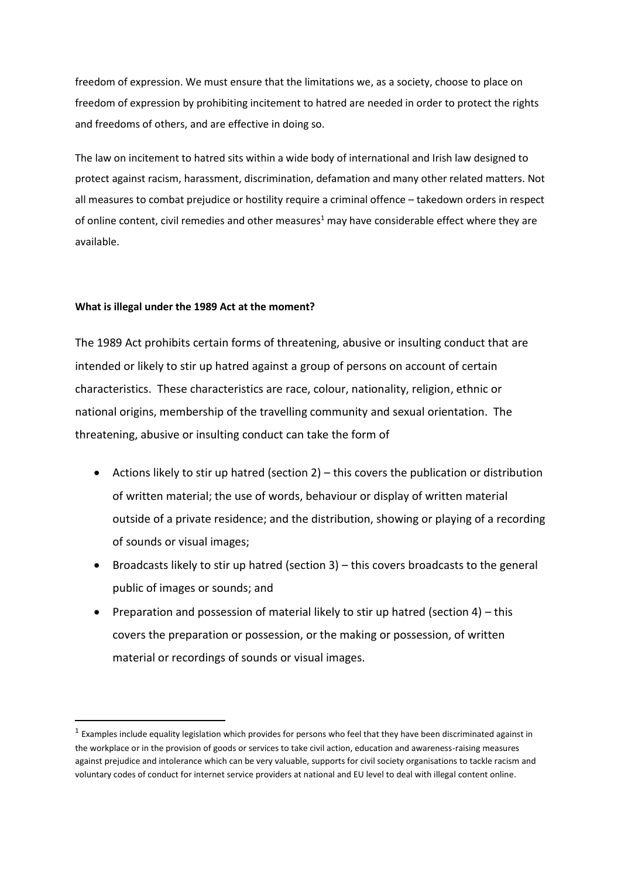freedom of expression. We must ensure that the limitations we, as a society, choose to place on freedom of expression by prohibiting incitement to hatred are needed in order to protect the rights and freedoms of others, and are effective in doing so.

The law on incitement to hatred sits within a wide body of international and Irish law designed to protect against racism, harassment, discrimination, defamation and many other related matters. Not all measures to combat prejudice or hostility require a criminal offence – takedown orders in respect of online content, civil remedies and other measures[1] may have considerable effect where they are available.

**What is illegal under the 1989 Act at the moment?**

The 1989 Act prohibits certain forms of threatening, abusive or insulting conduct that are intended or likely to stir up hatred against a group of persons on account of certain characteristics. These characteristics are race, colour, nationality, religion, ethnic or national origins, membership of the travelling community and sexual orientation. The threatening, abusive or insulting conduct can take the form of

- Actions likely to stir up hatred (section 2) – this covers the publication or distribution of written material; the use of words, behaviour or display of written material outside of a private residence; and the distribution, showing or playing of a recording of sounds or visual images;
- Broadcasts likely to stir up hatred (section 3) – this covers broadcasts to the general public of images or sounds; and
- Preparation and possession of material likely to stir up hatred (section 4) – this covers the preparation or possession, or the making or possession, of written material or recordings of sounds or visual images.

[1] Examples include equality legislation which provides for persons who feel that they have been discriminated against in the workplace or in the provision of goods or services to take civil action, education and awareness-raising measures against prejudice and intolerance which can be very valuable, supports for civil society organisations to tackle racism and voluntary codes of conduct for internet service providers at national and EU level to deal with illegal content online.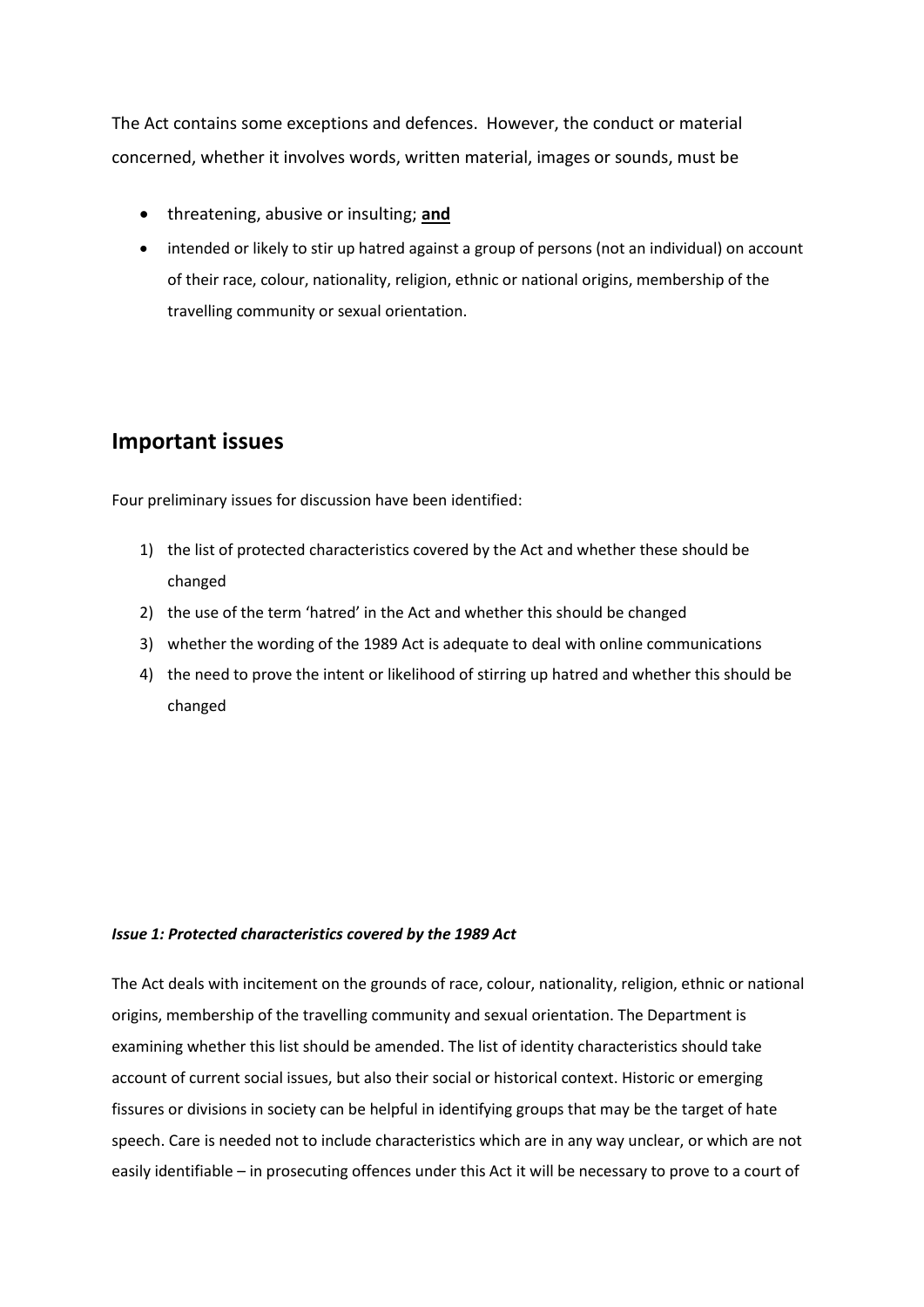The Act contains some exceptions and defences. However, the conduct or material concerned, whether it involves words, written material, images or sounds, must be

- threatening, abusive or insulting; **and**
- intended or likely to stir up hatred against a group of persons (not an individual) on account of their race, colour, nationality, religion, ethnic or national origins, membership of the travelling community or sexual orientation.

## Important issues

Four preliminary issues for discussion have been identified:

1) the list of protected characteristics covered by the Act and whether these should be changed
2) the use of the term 'hatred' in the Act and whether this should be changed
3) whether the wording of the 1989 Act is adequate to deal with online communications
4) the need to prove the intent or likelihood of stirring up hatred and whether this should be changed

***Issue 1: Protected characteristics covered by the 1989 Act***

The Act deals with incitement on the grounds of race, colour, nationality, religion, ethnic or national origins, membership of the travelling community and sexual orientation. The Department is examining whether this list should be amended. The list of identity characteristics should take account of current social issues, but also their social or historical context. Historic or emerging fissures or divisions in society can be helpful in identifying groups that may be the target of hate speech. Care is needed not to include characteristics which are in any way unclear, or which are not easily identifiable – in prosecuting offences under this Act it will be necessary to prove to a court of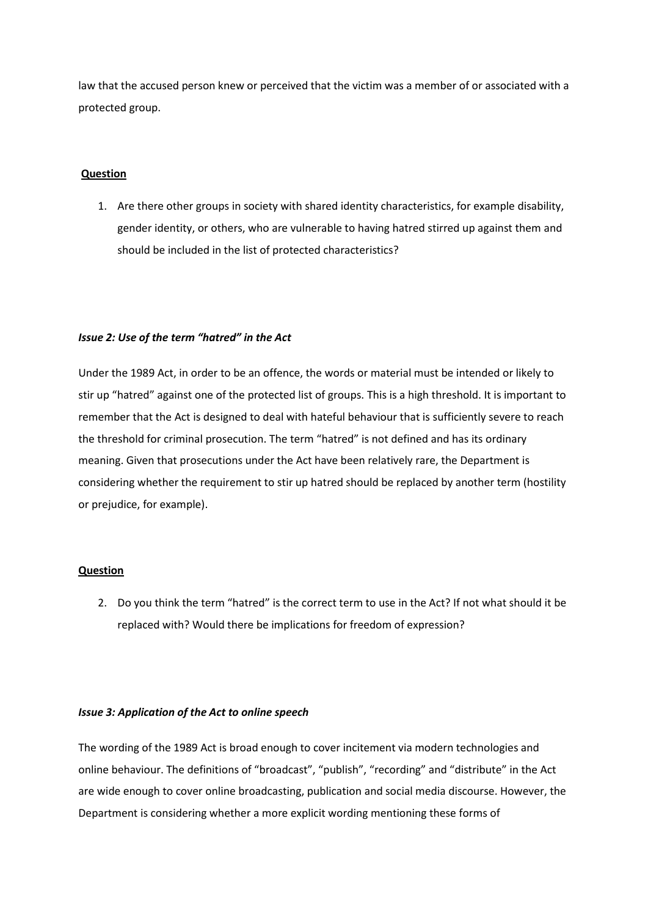law that the accused person knew or perceived that the victim was a member of or associated with a protected group.

**Question**

1. Are there other groups in society with shared identity characteristics, for example disability, gender identity, or others, who are vulnerable to having hatred stirred up against them and should be included in the list of protected characteristics?

***Issue 2: Use of the term "hatred" in the Act***

Under the 1989 Act, in order to be an offence, the words or material must be intended or likely to stir up "hatred" against one of the protected list of groups. This is a high threshold. It is important to remember that the Act is designed to deal with hateful behaviour that is sufficiently severe to reach the threshold for criminal prosecution. The term "hatred" is not defined and has its ordinary meaning. Given that prosecutions under the Act have been relatively rare, the Department is considering whether the requirement to stir up hatred should be replaced by another term (hostility or prejudice, for example).

**Question**

2. Do you think the term "hatred" is the correct term to use in the Act? If not what should it be replaced with? Would there be implications for freedom of expression?

***Issue 3: Application of the Act to online speech***

The wording of the 1989 Act is broad enough to cover incitement via modern technologies and online behaviour. The definitions of "broadcast", "publish", "recording" and "distribute" in the Act are wide enough to cover online broadcasting, publication and social media discourse. However, the Department is considering whether a more explicit wording mentioning these forms of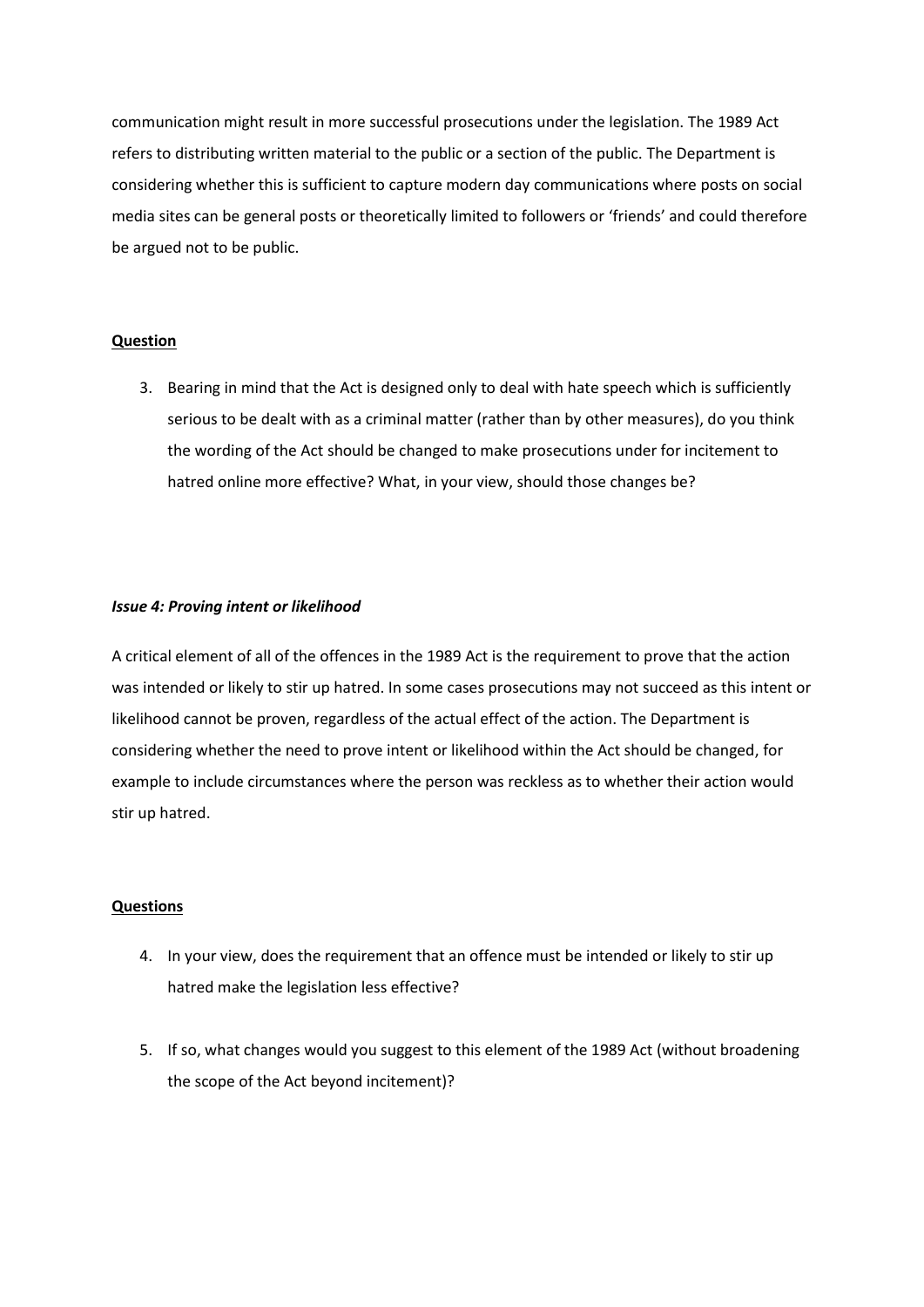communication might result in more successful prosecutions under the legislation. The 1989 Act refers to distributing written material to the public or a section of the public. The Department is considering whether this is sufficient to capture modern day communications where posts on social media sites can be general posts or theoretically limited to followers or 'friends' and could therefore be argued not to be public.

**Question**

3. Bearing in mind that the Act is designed only to deal with hate speech which is sufficiently serious to be dealt with as a criminal matter (rather than by other measures), do you think the wording of the Act should be changed to make prosecutions under for incitement to hatred online more effective? What, in your view, should those changes be?

***Issue 4: Proving intent or likelihood***

A critical element of all of the offences in the 1989 Act is the requirement to prove that the action was intended or likely to stir up hatred. In some cases prosecutions may not succeed as this intent or likelihood cannot be proven, regardless of the actual effect of the action. The Department is considering whether the need to prove intent or likelihood within the Act should be changed, for example to include circumstances where the person was reckless as to whether their action would stir up hatred.

**Questions**

4. In your view, does the requirement that an offence must be intended or likely to stir up hatred make the legislation less effective?

5. If so, what changes would you suggest to this element of the 1989 Act (without broadening the scope of the Act beyond incitement)?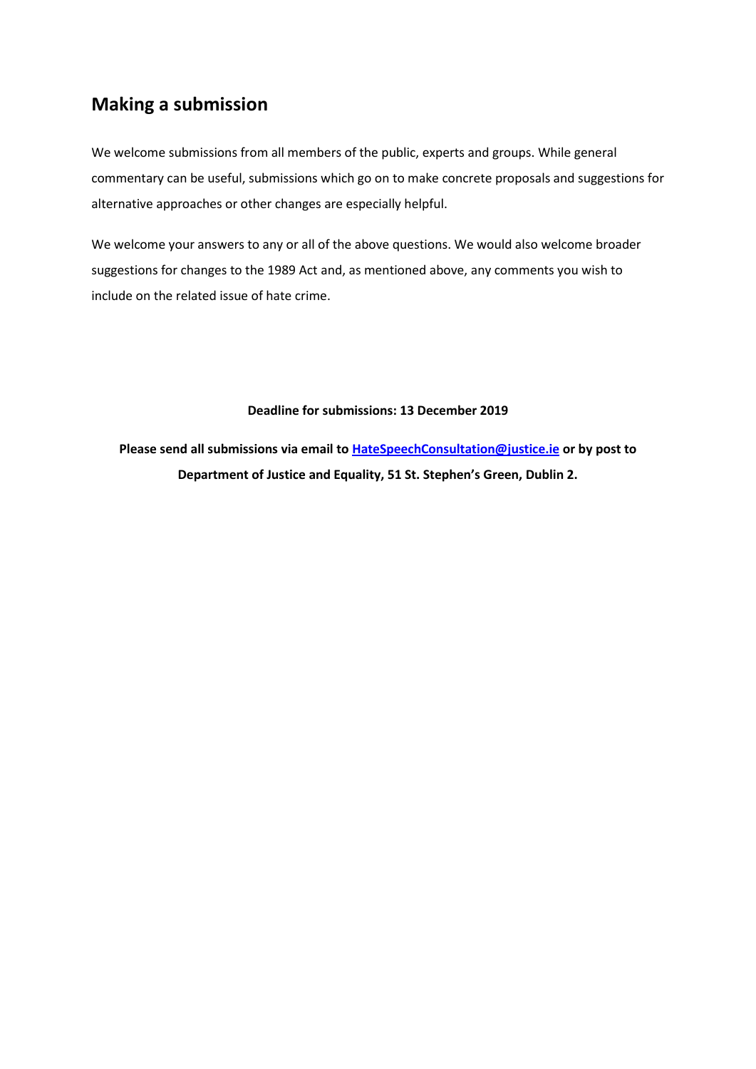## Making a submission

We welcome submissions from all members of the public, experts and groups. While general commentary can be useful, submissions which go on to make concrete proposals and suggestions for alternative approaches or other changes are especially helpful.

We welcome your answers to any or all of the above questions. We would also welcome broader suggestions for changes to the 1989 Act and, as mentioned above, any comments you wish to include on the related issue of hate crime.

**Deadline for submissions: 13 December 2019**

**Please send all submissions via email to [HateSpeechConsultation@justice.ie](mailto:HateSpeechConsultation@justice.ie) or by post to Department of Justice and Equality, 51 St. Stephen's Green, Dublin 2.**